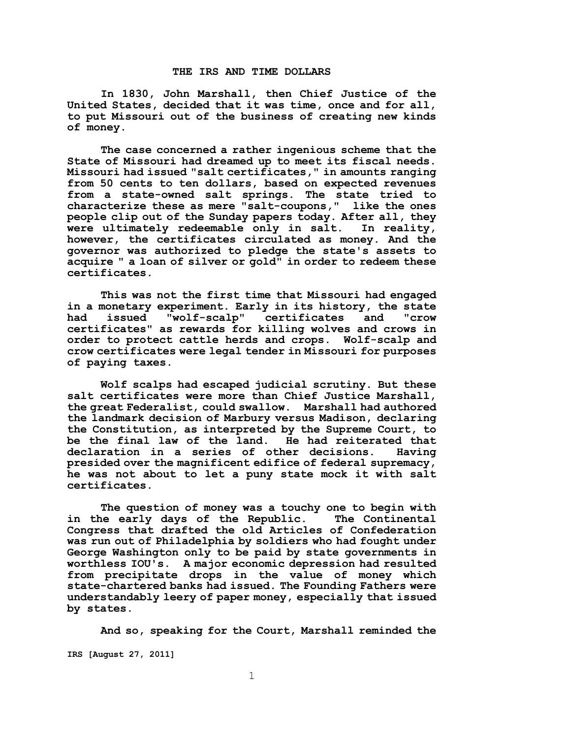# THE IRS AND TIME DOLLARS

In 1830, John Marshall, then Chief Justice of the United States, decided that it was time, once and for all, to put Missouri out of the business of creating new kinds of money.

The case concerned a rather ingenious scheme that the State of Missouri had dreamed up to meet its fiscal needs. Missouri had issued "salt certificates," in amounts ranging from 50 cents to ten dollars, based on expected revenues from a state-owned salt springs. The state tried to characterize these as mere "salt-coupons," like the ones people clip out of the Sunday papers today. After all, they were ultimately redeemable only in salt. In reality, however, the certificates circulated as money. And the governor was authorized to pledge the state's assets to acquire " a loan of silver or gold" in order to redeem these certificates.

This was not the first time that Missouri had engaged in a monetary experiment. Early in its history, the state had issued "wolf-scalp" certificates and "crow certificates" as rewards for killing wolves and crows in order to protect cattle herds and crops. Wolf-scalp and crow certificates were legal tender in Missouri for purposes of paying taxes.

Wolf scalps had escaped judicial scrutiny. But these salt certificates were more than Chief Justice Marshall, the great Federalist, could swallow. Marshall had authored the landmark decision of Marbury versus Madison, declaring the Constitution, as interpreted by the Supreme Court, to be the final law of the land. He had reiterated that declaration in a series of other decisions. Having presided over the magnificent edifice of federal supremacy, he was not about to let a puny state mock it with salt certificates.

The question of money was a touchy one to begin with in the early days of the Republic. The Continental Congress that drafted the old Articles of Confederation was run out of Philadelphia by soldiers who had fought under George Washington only to be paid by state governments in worthless IOU's. A major economic depression had resulted from precipitate drops in the value of money which state-chartered banks had issued. The Founding Fathers were understandably leery of paper money, especially that issued by states.

And so, speaking for the Court, Marshall reminded the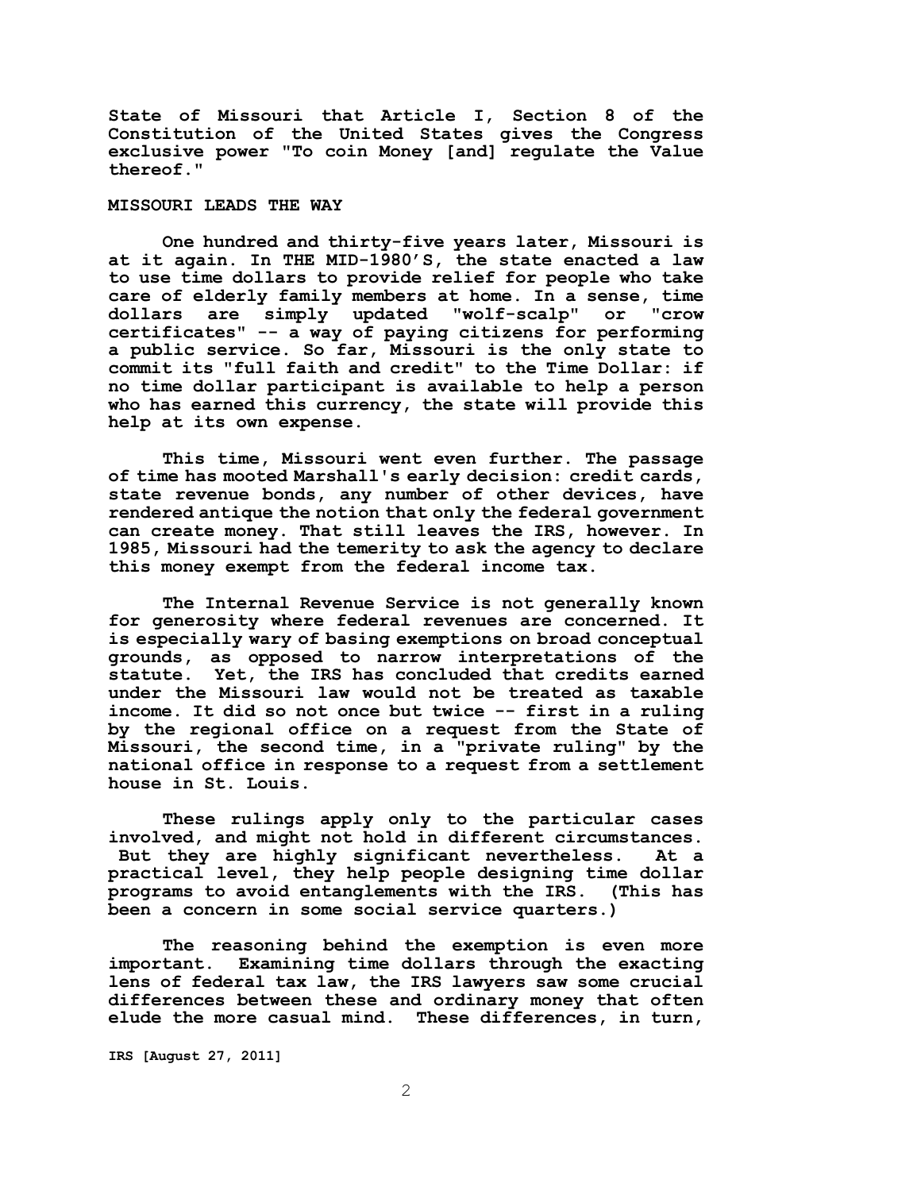**State of Missouri that Article I, Section 8 of the Constitution of the United States gives the Congress exclusive power "To coin Money [and] regulate the Value thereof."**

## MISSOURI LEADS THE WAY

**One hundred and thirty-five years later, Missouri is at it again. In THE MID-1980'S, the state enacted a law to use time dollars to provide relief for people who take care of elderly family members at home. In a sense, time dollars are simply updated "wolf-scalp" or "crow certificates" -- a way of paying citizens for performing a public service. So far, Missouri is the only state to commit its "full faith and credit" to the Time Dollar: if no time dollar participant is available to help a person who has earned this currency, the state will provide this help at its own expense.**

**This time, Missouri went even further. The passage of time has mooted Marshall's early decision: credit cards, state revenue bonds, any number of other devices, have rendered antique the notion that only the federal government can create money. That still leaves the IRS, however. In 1985, Missouri had the temerity to ask the agency to declare this money exempt from the federal income tax.**

**The Internal Revenue Service is not generally known for generosity where federal revenues are concerned. It is especially wary of basing exemptions on broad conceptual grounds, as opposed to narrow interpretations of the statute. Yet, the IRS has concluded that credits earned under the Missouri law would not be treated as taxable income. It did so not once but twice -- first in a ruling by the regional office on a request from the State of Missouri, the second time, in a "private ruling" by the national office in response to a request from a settlement house in St. Louis.**

**These rulings apply only to the particular cases involved, and might not hold in different circumstances. But they are highly significant nevertheless. At a practical level, they help people designing time dollar programs to avoid entanglements with the IRS. (This has been a concern in some social service quarters.)**

**The reasoning behind the exemption is even more important. Examining time dollars through the exacting lens of federal tax law, the IRS lawyers saw some crucial differences between these and ordinary money that often elude the more casual mind. These differences, in turn,**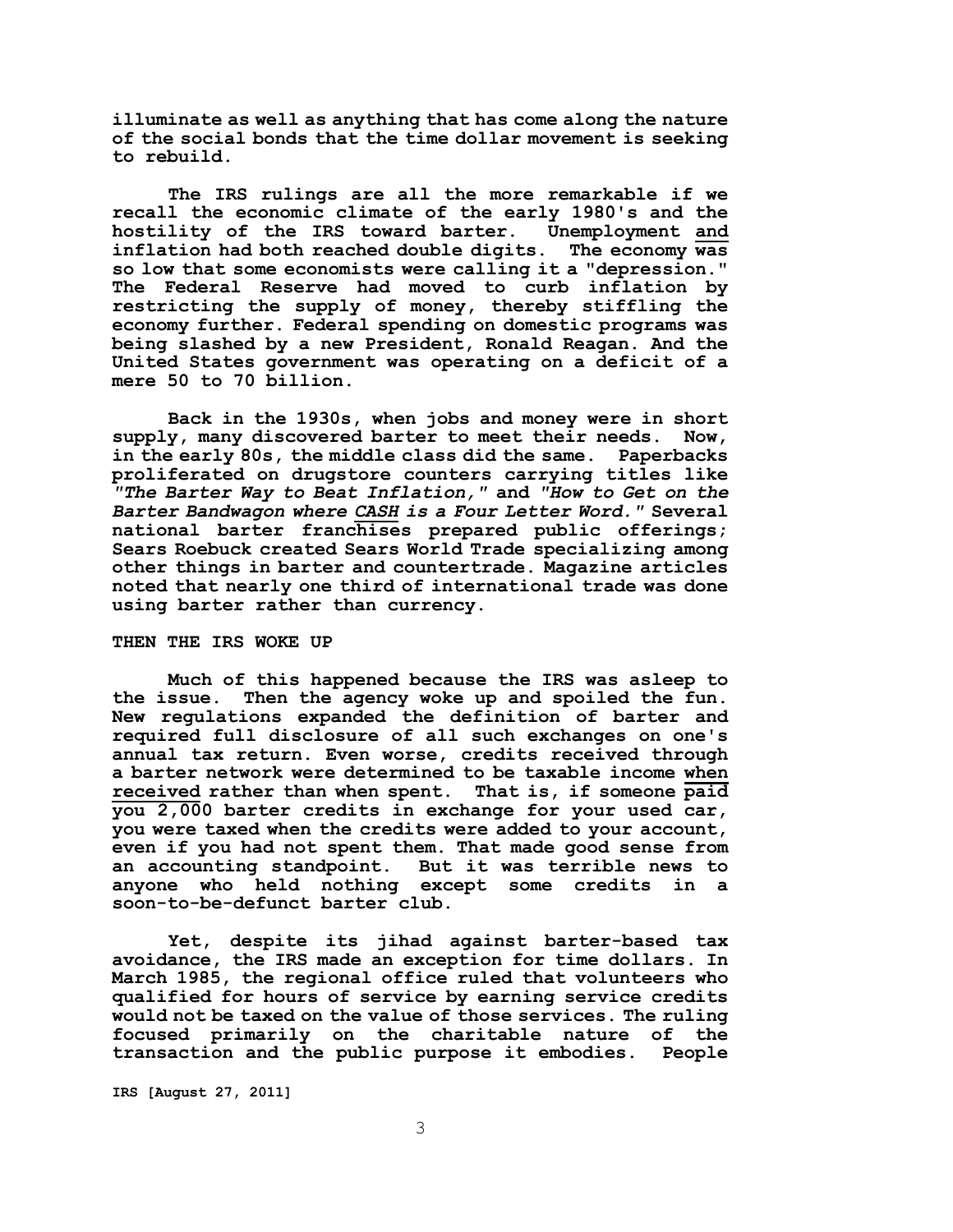illuminate as well as anything that has come along the nature of the social bonds that the time dollar movement is seeking to rebuild.

The IRS rulings are all the more remarkable if we recall the economic climate of the early 1980's and the hostility of the IRS toward barter. Unemployment <u>and</u> inflation had both reached double digits. The economy <u>was</u> so low that some economists were calling it a "depression." The Federal Reserve had moved to curb inflation by restricting the supply of money, thereby stiffling the economy further. Federal spending on domestic programs was being slashed by a new President, Ronald Reagan. And the United States government was operating on a deficit of a mere 50 to 70 billion.

Back in the 1930s, when jobs and money were in short supply, many discovered barter to meet their needs. Now, in the early 80s, the middle class did the same. Paperbacks proliferated on drugstore counters carrying titles like *"The Barter Way to Beat Inflation,"* and *"How to Get on the Barter Bandwagon where <u>CASH</u> is a Four Letter Word."* Several national barter franchises prepared public offerings; Sears Roebuck created Sears World Trade specializing among other things in barter and countertrade. Magazine articles noted that nearly one third of international trade was done using barter rather than currency.

## THEN THE IRS WOKE UP

Much of this happened because the IRS was asleep to the issue. Then the agency woke up and spoiled the fun. New regulations expanded the definition of barter and required full disclosure of all such exchanges on one's annual tax return. Even worse, credits received through a barter network were determined to be taxable income <u>when received</u> rather than when spent. That is, if someone <u>paid you 2,000</u> barter credits in exchange for your used car, you were taxed when the credits were added to your account, even if you had not spent them. That made good sense from an accounting standpoint. But it was terrible news to anyone who held nothing except some credits in a soon-to-be-defunct barter club.

Yet, despite its jihad against barter-based tax avoidance, the IRS made an exception for time dollars. In March 1985, the regional office ruled that volunteers who qualified for hours of service by earning service credits would not be taxed on the value of those services. The ruling focused primarily on the charitable nature of the transaction and the public purpose it embodies. People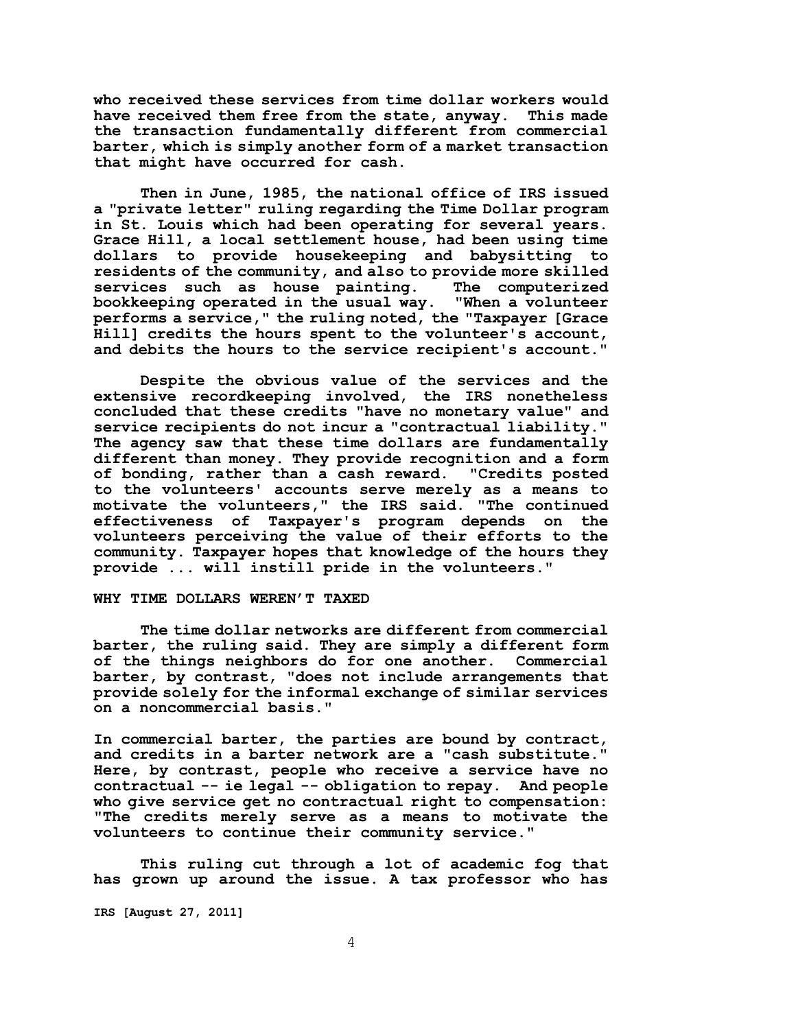who received these services from time dollar workers would have received them free from the state, anyway. This made the transaction fundamentally different from commercial barter, which is simply another form of a market transaction that might have occurred for cash.

Then in June, 1985, the national office of IRS issued a "private letter" ruling regarding the Time Dollar program in St. Louis which had been operating for several years. Grace Hill, a local settlement house, had been using time dollars to provide housekeeping and babysitting to residents of the community, and also to provide more skilled services such as house painting. The computerized bookkeeping operated in the usual way. "When a volunteer performs a service," the ruling noted, the "Taxpayer [Grace Hill] credits the hours spent to the volunteer's account, and debits the hours to the service recipient's account."

Despite the obvious value of the services and the extensive recordkeeping involved, the IRS nonetheless concluded that these credits "have no monetary value" and service recipients do not incur a "contractual liability." The agency saw that these time dollars are fundamentally different than money. They provide recognition and a form of bonding, rather than a cash reward. "Credits posted to the volunteers' accounts serve merely as a means to motivate the volunteers," the IRS said. "The continued effectiveness of Taxpayer's program depends on the volunteers perceiving the value of their efforts to the community. Taxpayer hopes that knowledge of the hours they provide ... will instill pride in the volunteers."

## WHY TIME DOLLARS WEREN'T TAXED

The time dollar networks are different from commercial barter, the ruling said. They are simply a different form of the things neighbors do for one another. Commercial barter, by contrast, "does not include arrangements that provide solely for the informal exchange of similar services on a noncommercial basis."

In commercial barter, the parties are bound by contract, and credits in a barter network are a "cash substitute." Here, by contrast, people who receive a service have no contractual -- ie legal -- obligation to repay. And people who give service get no contractual right to compensation: "The credits merely serve as a means to motivate the volunteers to continue their community service."

This ruling cut through a lot of academic fog that has grown up around the issue. A tax professor who has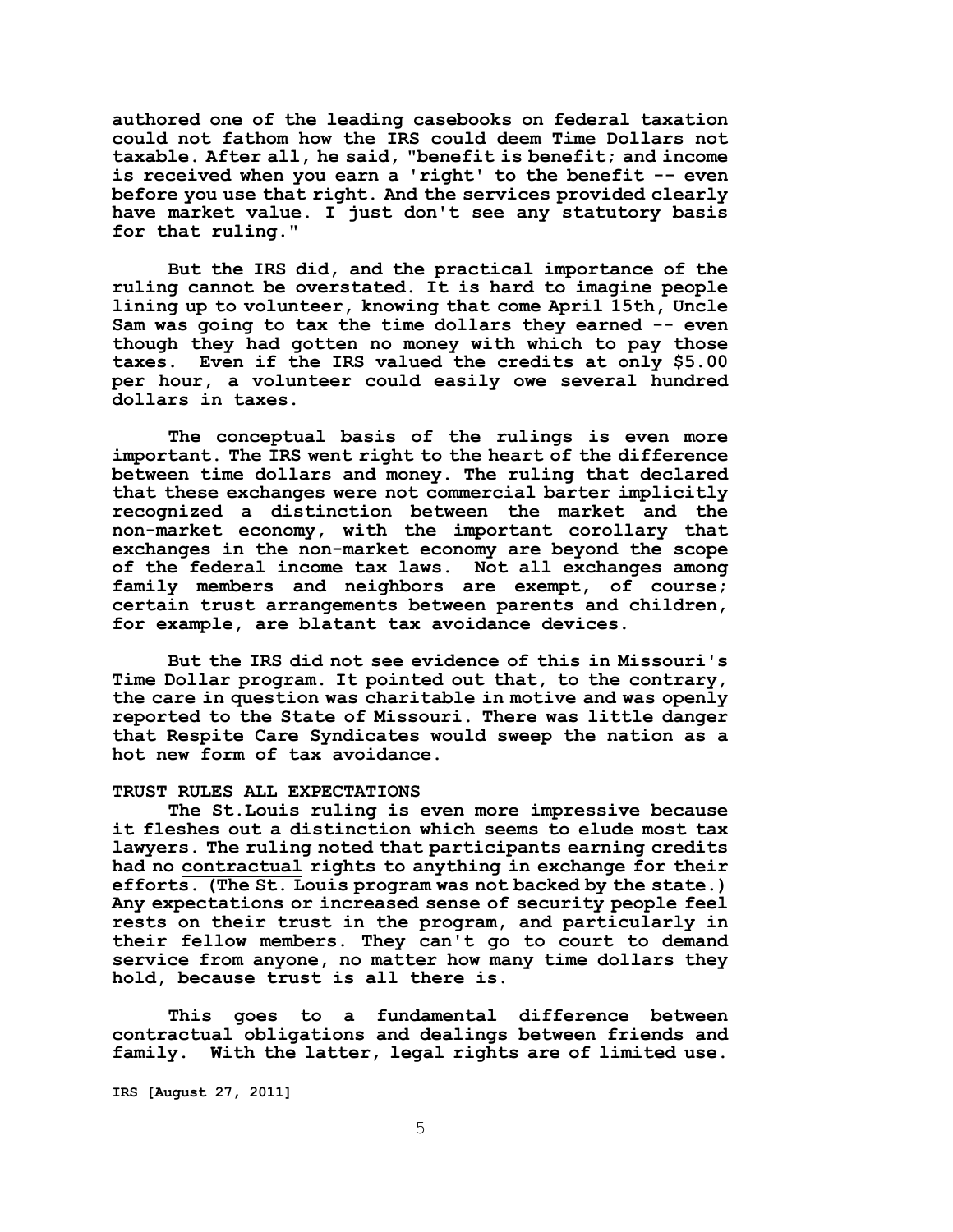authored one of the leading casebooks on federal taxation could not fathom how the IRS could deem Time Dollars not taxable. After all, he said, "benefit is benefit; and income is received when you earn a 'right' to the benefit -- even before you use that right. And the services provided clearly have market value. I just don't see any statutory basis for that ruling."

But the IRS did, and the practical importance of the ruling cannot be overstated. It is hard to imagine people lining up to volunteer, knowing that come April 15th, Uncle Sam was going to tax the time dollars they earned -- even though they had gotten no money with which to pay those taxes. Even if the IRS valued the credits at only $5.00 per hour, a volunteer could easily owe several hundred dollars in taxes.

The conceptual basis of the rulings is even more important. The IRS went right to the heart of the difference between time dollars and money. The ruling that declared that these exchanges were not commercial barter implicitly recognized a distinction between the market and the non-market economy, with the important corollary that exchanges in the non-market economy are beyond the scope of the federal income tax laws. Not all exchanges among family members and neighbors are exempt, of course; certain trust arrangements between parents and children, for example, are blatant tax avoidance devices.

But the IRS did not see evidence of this in Missouri's Time Dollar program. It pointed out that, to the contrary, the care in question was charitable in motive and was openly reported to the State of Missouri. There was little danger that Respite Care Syndicates would sweep the nation as a hot new form of tax avoidance.

## TRUST RULES ALL EXPECTATIONS

The St.Louis ruling is even more impressive because it fleshes out a distinction which seems to elude most tax lawyers. The ruling noted that participants earning credits had no contractual rights to anything in exchange for their efforts. (The St. Louis program was not backed by the state.) Any expectations or increased sense of security people feel rests on their trust in the program, and particularly in their fellow members. They can't go to court to demand service from anyone, no matter how many time dollars they hold, because trust is all there is.

This goes to a fundamental difference between contractual obligations and dealings between friends and family. With the latter, legal rights are of limited use.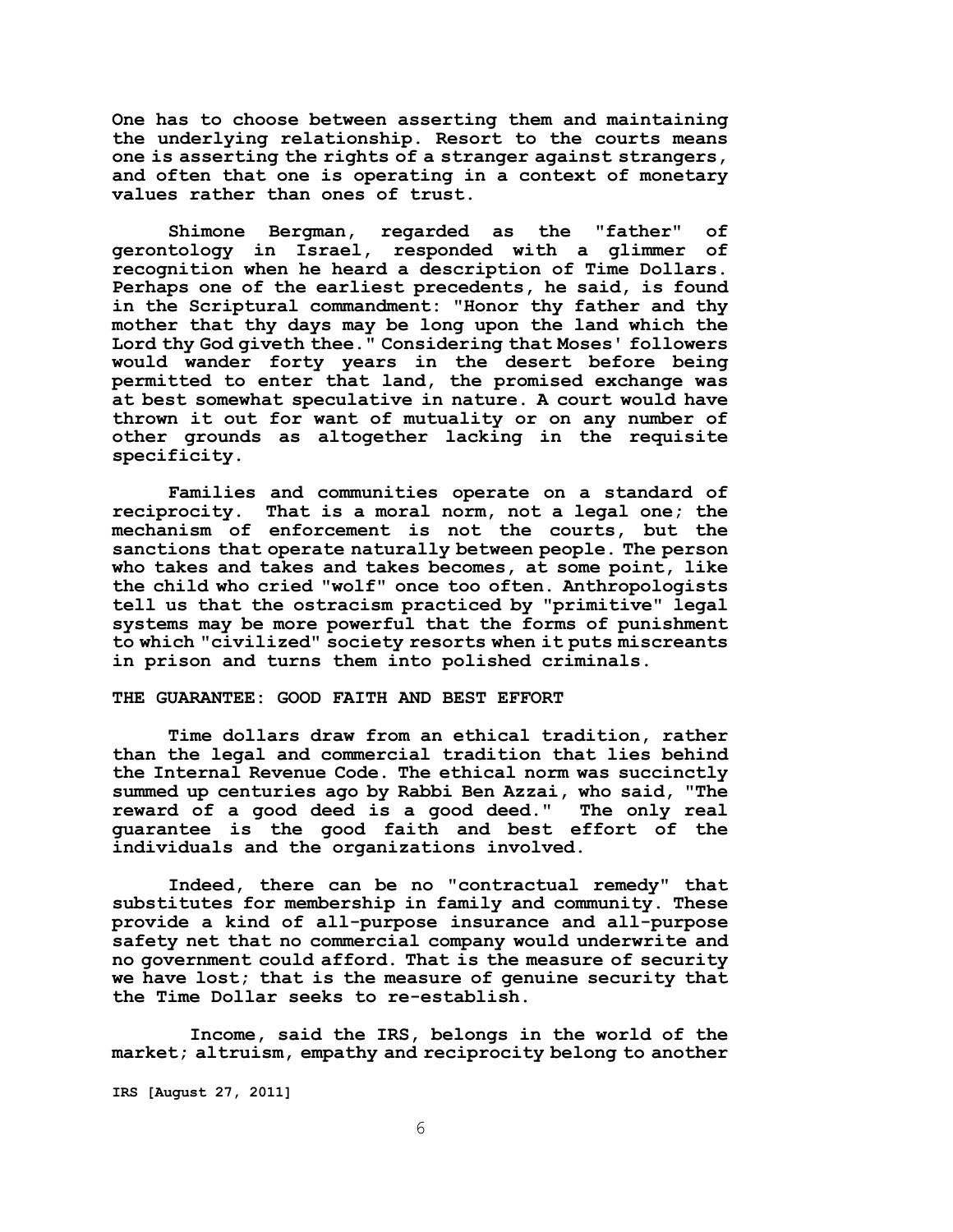One has to choose between asserting them and maintaining the underlying relationship. Resort to the courts means one is asserting the rights of a stranger against strangers, and often that one is operating in a context of monetary values rather than ones of trust.

Shimone Bergman, regarded as the "father" of gerontology in Israel, responded with a glimmer of recognition when he heard a description of Time Dollars. Perhaps one of the earliest precedents, he said, is found in the Scriptural commandment: "Honor thy father and thy mother that thy days may be long upon the land which the Lord thy God giveth thee." Considering that Moses' followers would wander forty years in the desert before being permitted to enter that land, the promised exchange was at best somewhat speculative in nature. A court would have thrown it out for want of mutuality or on any number of other grounds as altogether lacking in the requisite specificity.

Families and communities operate on a standard of reciprocity. That is a moral norm, not a legal one; the mechanism of enforcement is not the courts, but the sanctions that operate naturally between people. The person who takes and takes and takes becomes, at some point, like the child who cried "wolf" once too often. Anthropologists tell us that the ostracism practiced by "primitive" legal systems may be more powerful that the forms of punishment to which "civilized" society resorts when it puts miscreants in prison and turns them into polished criminals.

## THE GUARANTEE: GOOD FAITH AND BEST EFFORT

Time dollars draw from an ethical tradition, rather than the legal and commercial tradition that lies behind the Internal Revenue Code. The ethical norm was succinctly summed up centuries ago by Rabbi Ben Azzai, who said, "The reward of a good deed is a good deed." The only real guarantee is the good faith and best effort of the individuals and the organizations involved.

Indeed, there can be no "contractual remedy" that substitutes for membership in family and community. These provide a kind of all-purpose insurance and all-purpose safety net that no commercial company would underwrite and no government could afford. That is the measure of security we have lost; that is the measure of genuine security that the Time Dollar seeks to re-establish.

Income, said the IRS, belongs in the world of the market; altruism, empathy and reciprocity belong to another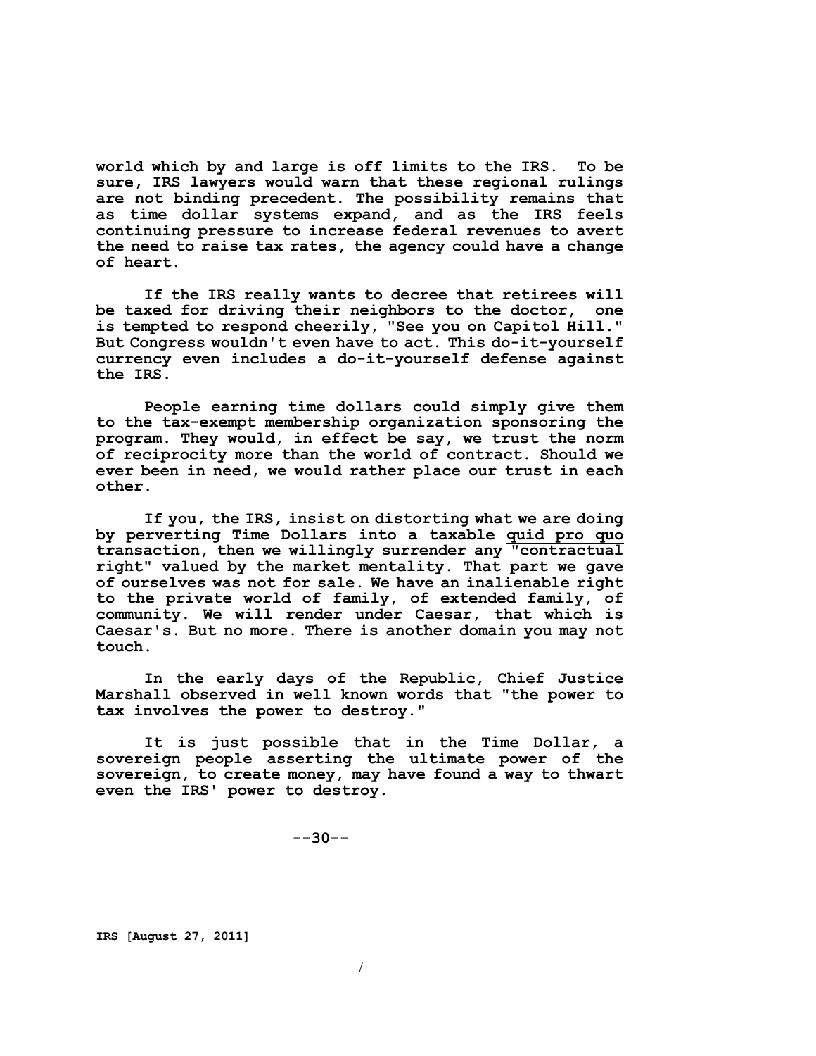**world which by and large is off limits to the IRS. To be sure, IRS lawyers would warn that these regional rulings are not binding precedent. The possibility remains that as time dollar systems expand, and as the IRS feels continuing pressure to increase federal revenues to avert the need to raise tax rates, the agency could have a change of heart.**

**If the IRS really wants to decree that retirees will be taxed for driving their neighbors to the doctor, one is tempted to respond cheerily, "See you on Capitol Hill." But Congress wouldn't even have to act. This do-it-yourself currency even includes a do-it-yourself defense against the IRS.**

**People earning time dollars could simply give them to the tax-exempt membership organization sponsoring the program. They would, in effect be say, we trust the norm of reciprocity more than the world of contract. Should we ever been in need, we would rather place our trust in each other.**

**If you, the IRS, insist on distorting what we are doing by perverting Time Dollars into a taxable <u>quid pro quo</u> transaction, then we willingly surrender any "contractual right" valued by the market mentality. That part we gave of ourselves was not for sale. We have an inalienable right to the private world of family, of extended family, of community. We will render under Caesar, that which is Caesar's. But no more. There is another domain you may not touch.**

**In the early days of the Republic, Chief Justice Marshall observed in well known words that "the power to tax involves the power to destroy."**

**It is just possible that in the Time Dollar, a sovereign people asserting the ultimate power of the sovereign, to create money, may have found a way to thwart even the IRS' power to destroy.**

**--30--**

**IRS [August 27, 2011]**